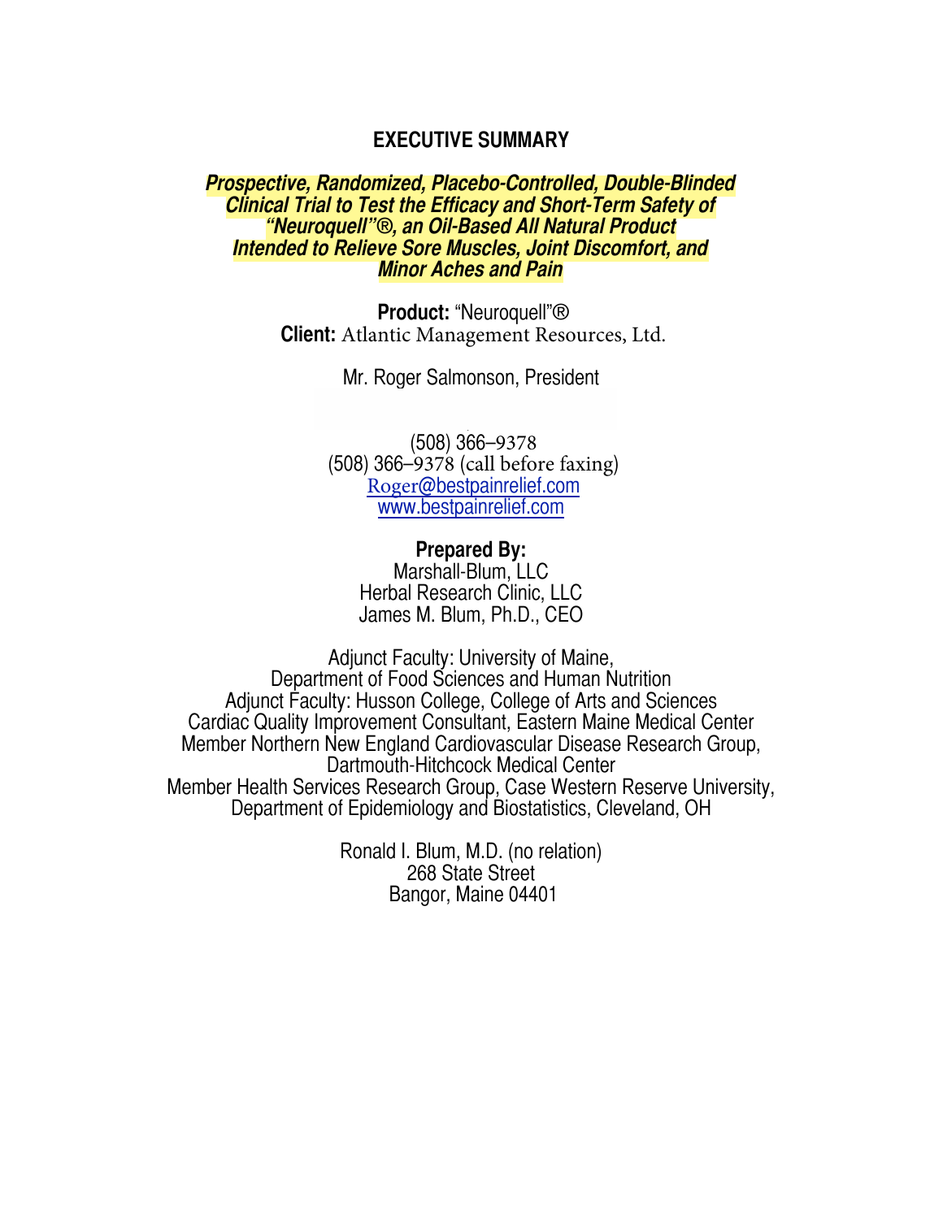# EXECUTIVE SUMMARY

***Prospective, Randomized, Placebo-Controlled, Double-Blinded Clinical Trial to Test the Efficacy and Short-Term Safety of "Neuroquell"®, an Oil-Based All Natural Product Intended to Relieve Sore Muscles, Joint Discomfort, and Minor Aches and Pain***

**Product:** "Neuroquell"®
**Client:** Atlantic Management Resources, Ltd.

Mr. Roger Salmonson, President

(508) 366–9378
(508) 366–9378 (call before faxing)
Roger@bestpainrelief.com
www.bestpainrelief.com

**Prepared By:**
Marshall-Blum, LLC
Herbal Research Clinic, LLC
James M. Blum, Ph.D., CEO

Adjunct Faculty: University of Maine,
Department of Food Sciences and Human Nutrition
Adjunct Faculty: Husson College, College of Arts and Sciences
Cardiac Quality Improvement Consultant, Eastern Maine Medical Center
Member Northern New England Cardiovascular Disease Research Group,
Dartmouth-Hitchcock Medical Center
Member Health Services Research Group, Case Western Reserve University,
Department of Epidemiology and Biostatistics, Cleveland, OH

Ronald I. Blum, M.D. (no relation)
268 State Street
Bangor, Maine 04401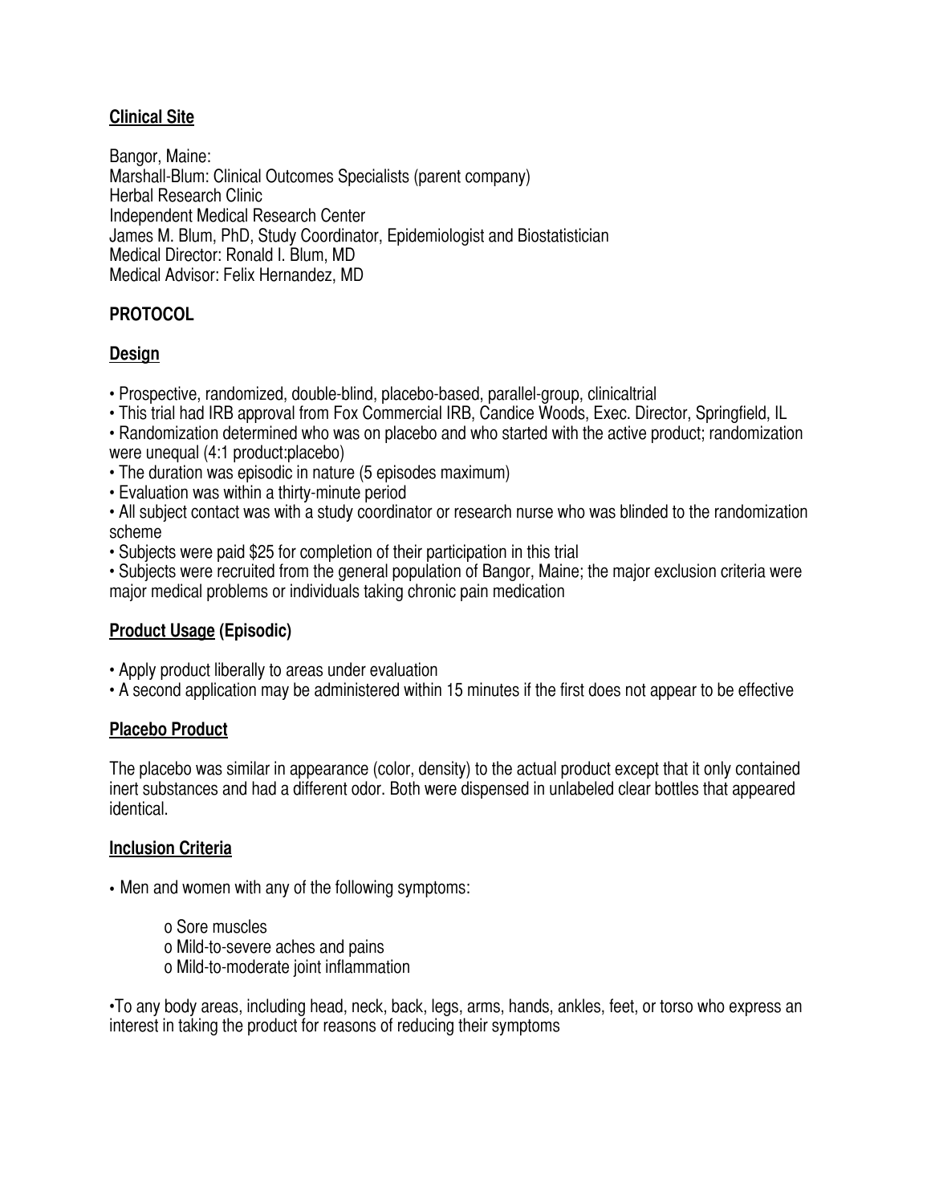## Clinical Site

Bangor, Maine:
Marshall-Blum: Clinical Outcomes Specialists (parent company)
Herbal Research Clinic
Independent Medical Research Center
James M. Blum, PhD, Study Coordinator, Epidemiologist and Biostatistician
Medical Director: Ronald I. Blum, MD
Medical Advisor: Felix Hernandez, MD

## PROTOCOL

### Design

- Prospective, randomized, double-blind, placebo-based, parallel-group, clinicaltrial
- This trial had IRB approval from Fox Commercial IRB, Candice Woods, Exec. Director, Springfield, IL
- Randomization determined who was on placebo and who started with the active product; randomization were unequal (4:1 product:placebo)
- The duration was episodic in nature (5 episodes maximum)
- Evaluation was within a thirty-minute period
- All subject contact was with a study coordinator or research nurse who was blinded to the randomization scheme
- Subjects were paid $25 for completion of their participation in this trial
- Subjects were recruited from the general population of Bangor, Maine; the major exclusion criteria were major medical problems or individuals taking chronic pain medication

### Product Usage (Episodic)

- Apply product liberally to areas under evaluation
- A second application may be administered within 15 minutes if the first does not appear to be effective

### Placebo Product

The placebo was similar in appearance (color, density) to the actual product except that it only contained inert substances and had a different odor. Both were dispensed in unlabeled clear bottles that appeared identical.

### Inclusion Criteria

- Men and women with any of the following symptoms:
  - Sore muscles
  - Mild-to-severe aches and pains
  - Mild-to-moderate joint inflammation
- To any body areas, including head, neck, back, legs, arms, hands, ankles, feet, or torso who express an interest in taking the product for reasons of reducing their symptoms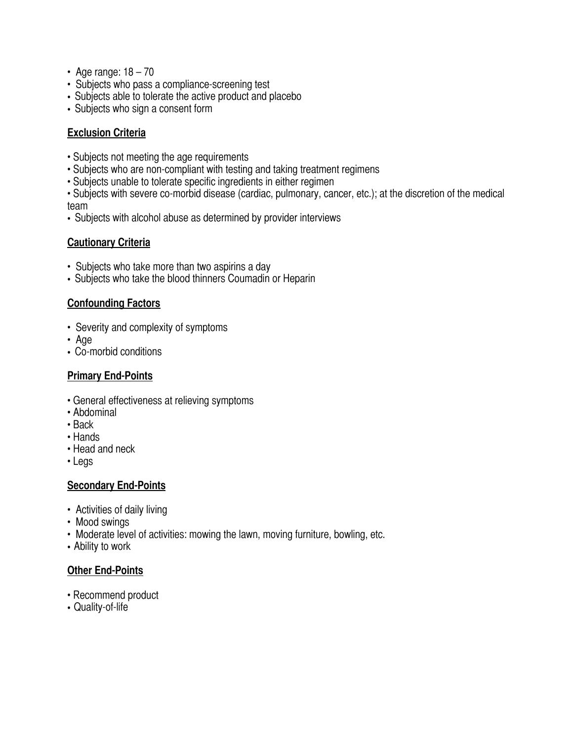- Age range: 18 – 70
- Subjects who pass a compliance-screening test
- Subjects able to tolerate the active product and placebo
- Subjects who sign a consent form

## Exclusion Criteria

- Subjects not meeting the age requirements
- Subjects who are non-compliant with testing and taking treatment regimens
- Subjects unable to tolerate specific ingredients in either regimen
- Subjects with severe co-morbid disease (cardiac, pulmonary, cancer, etc.); at the discretion of the medical team
- Subjects with alcohol abuse as determined by provider interviews

## Cautionary Criteria

- Subjects who take more than two aspirins a day
- Subjects who take the blood thinners Coumadin or Heparin

## Confounding Factors

- Severity and complexity of symptoms
- Age
- Co-morbid conditions

## Primary End-Points

- General effectiveness at relieving symptoms
- Abdominal
- Back
- Hands
- Head and neck
- Legs

## Secondary End-Points

- Activities of daily living
- Mood swings
- Moderate level of activities: mowing the lawn, moving furniture, bowling, etc.
- Ability to work

## Other End-Points

- Recommend product
- Quality-of-life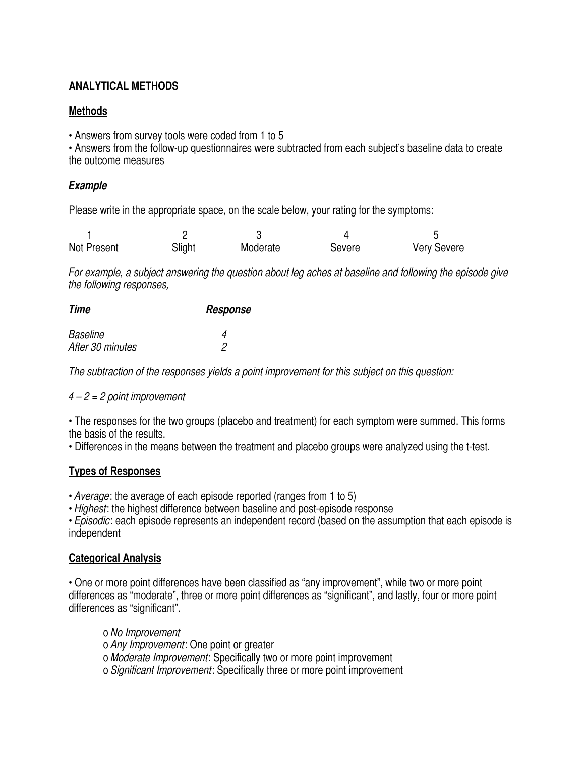## ANALYTICAL METHODS

### Methods

- Answers from survey tools were coded from 1 to 5
- Answers from the follow-up questionnaires were subtracted from each subject's baseline data to create the outcome measures

### *Example*

Please write in the appropriate space, on the scale below, your rating for the symptoms:

| 1 | 2 | 3 | 4 | 5 |
|---|---|---|---|---|
| Not Present | Slight | Moderate | Severe | Very Severe |

*For example, a subject answering the question about leg aches at baseline and following the episode give the following responses,*

| *Time* | *Response* |
|---|---|
| *Baseline* | *4* |
| *After 30 minutes* | *2* |

*The subtraction of the responses yields a point improvement for this subject on this question:*

*4 – 2 = 2 point improvement*

- The responses for the two groups (placebo and treatment) for each symptom were summed. This forms the basis of the results.
- Differences in the means between the treatment and placebo groups were analyzed using the t-test.

### Types of Responses

- *Average*: the average of each episode reported (ranges from 1 to 5)
- *Highest*: the highest difference between baseline and post-episode response
- *Episodic*: each episode represents an independent record (based on the assumption that each episode is independent

### Categorical Analysis

- One or more point differences have been classified as "any improvement", while two or more point differences as "moderate", three or more point differences as "significant", and lastly, four or more point differences as "significant".

    - *No Improvement*
    - *Any Improvement*: One point or greater
    - *Moderate Improvement*: Specifically two or more point improvement
    - *Significant Improvement*: Specifically three or more point improvement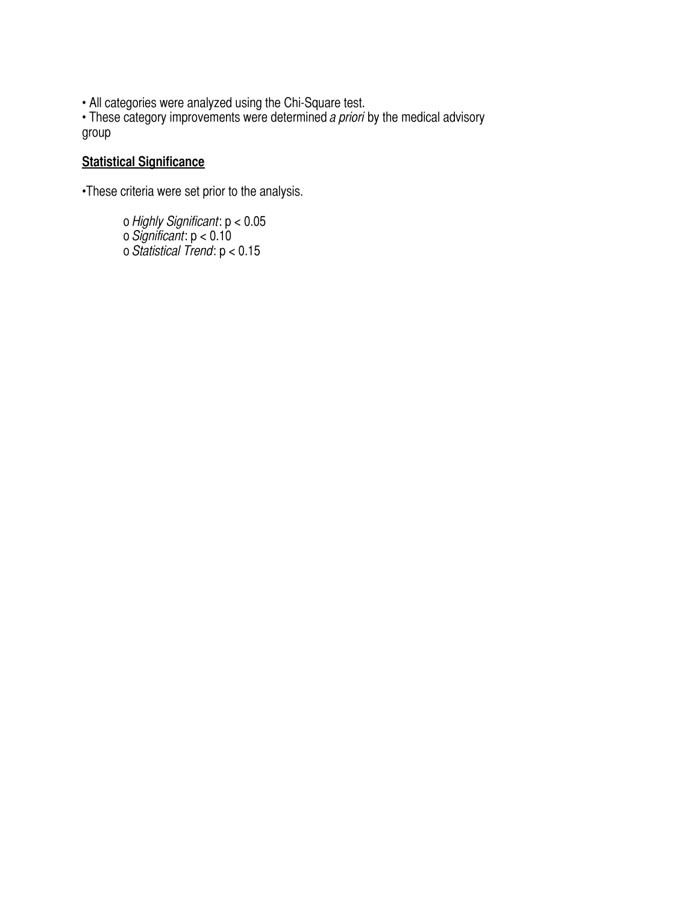- All categories were analyzed using the Chi-Square test.
- These category improvements were determined *a priori* by the medical advisory group

**Statistical Significance**

- These criteria were set prior to the analysis.

  - *Highly Significant*: $p < 0.05$
  - *Significant*: $p < 0.10$
  - *Statistical Trend*: $p < 0.15$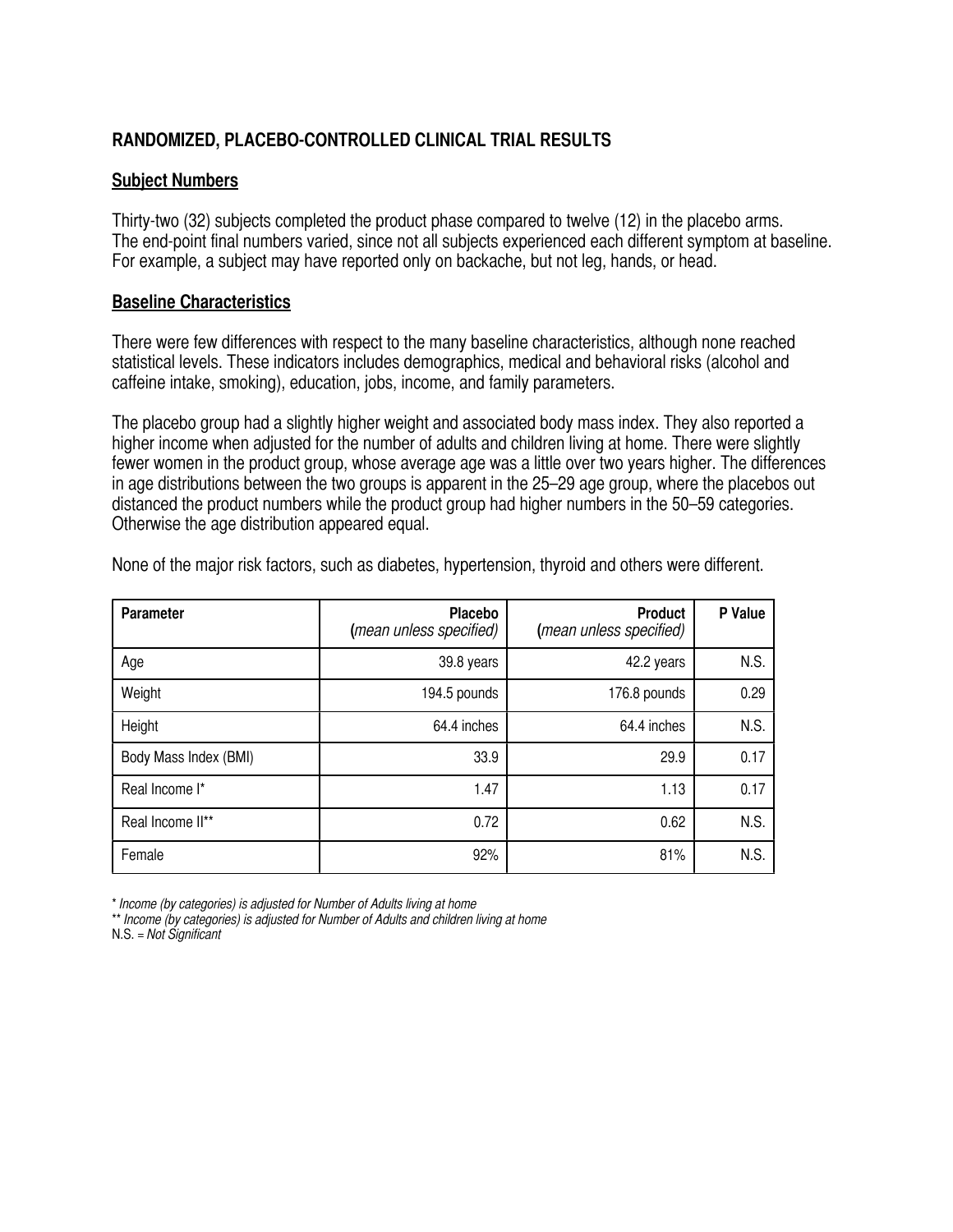## RANDOMIZED, PLACEBO-CONTROLLED CLINICAL TRIAL RESULTS

### Subject Numbers

Thirty-two (32) subjects completed the product phase compared to twelve (12) in the placebo arms. The end-point final numbers varied, since not all subjects experienced each different symptom at baseline. For example, a subject may have reported only on backache, but not leg, hands, or head.

### Baseline Characteristics

There were few differences with respect to the many baseline characteristics, although none reached statistical levels. These indicators includes demographics, medical and behavioral risks (alcohol and caffeine intake, smoking), education, jobs, income, and family parameters.

The placebo group had a slightly higher weight and associated body mass index. They also reported a higher income when adjusted for the number of adults and children living at home. There were slightly fewer women in the product group, whose average age was a little over two years higher. The differences in age distributions between the two groups is apparent in the 25–29 age group, where the placebos out distanced the product numbers while the product group had higher numbers in the 50–59 categories. Otherwise the age distribution appeared equal.

None of the major risk factors, such as diabetes, hypertension, thyroid and others were different.

| Parameter | Placebo (*mean unless specified*) | Product (*mean unless specified*) | P Value |
|---|---|---|---|
| Age | 39.8 years | 42.2 years | N.S. |
| Weight | 194.5 pounds | 176.8 pounds | 0.29 |
| Height | 64.4 inches | 64.4 inches | N.S. |
| Body Mass Index (BMI) | 33.9 | 29.9 | 0.17 |
| Real Income I* | 1.47 | 1.13 | 0.17 |
| Real Income II** | 0.72 | 0.62 | N.S. |
| Female | 92% | 81% | N.S. |

\* *Income (by categories) is adjusted for Number of Adults living at home*
\*\* *Income (by categories) is adjusted for Number of Adults and children living at home*
N.S. = *Not Significant*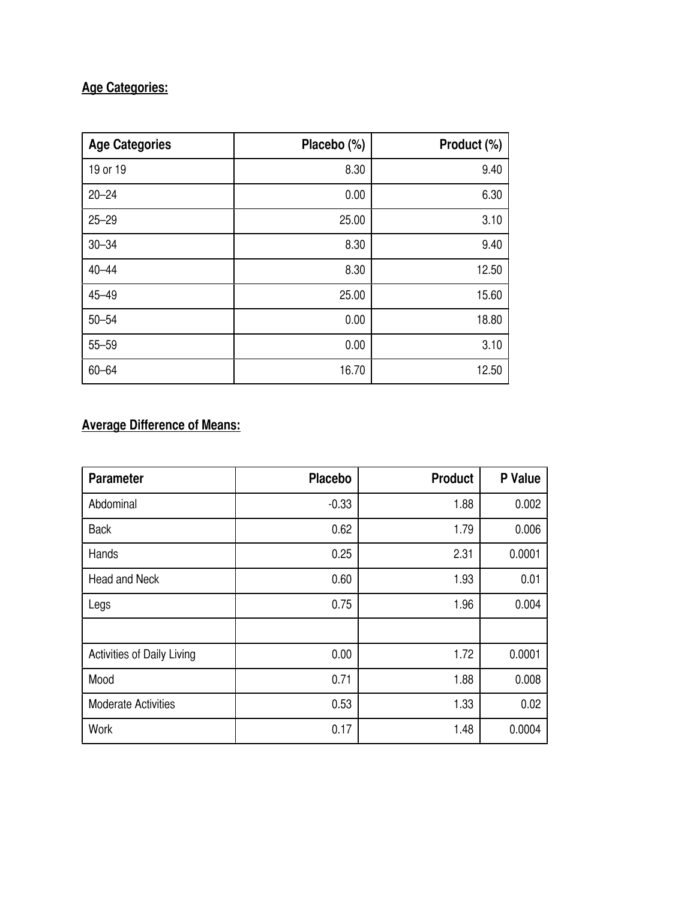**Age Categories:**

| Age Categories | Placebo (%) | Product (%) |
|---|---|---|
| 19 or 19 | 8.30 | 9.40 |
| 20–24 | 0.00 | 6.30 |
| 25–29 | 25.00 | 3.10 |
| 30–34 | 8.30 | 9.40 |
| 40–44 | 8.30 | 12.50 |
| 45–49 | 25.00 | 15.60 |
| 50–54 | 0.00 | 18.80 |
| 55–59 | 0.00 | 3.10 |
| 60–64 | 16.70 | 12.50 |

**Average Difference of Means:**

| Parameter | Placebo | Product | P Value |
|---|---|---|---|
| Abdominal | -0.33 | 1.88 | 0.002 |
| Back | 0.62 | 1.79 | 0.006 |
| Hands | 0.25 | 2.31 | 0.0001 |
| Head and Neck | 0.60 | 1.93 | 0.01 |
| Legs | 0.75 | 1.96 | 0.004 |
| | | | |
| Activities of Daily Living | 0.00 | 1.72 | 0.0001 |
| Mood | 0.71 | 1.88 | 0.008 |
| Moderate Activities | 0.53 | 1.33 | 0.02 |
| Work | 0.17 | 1.48 | 0.0004 |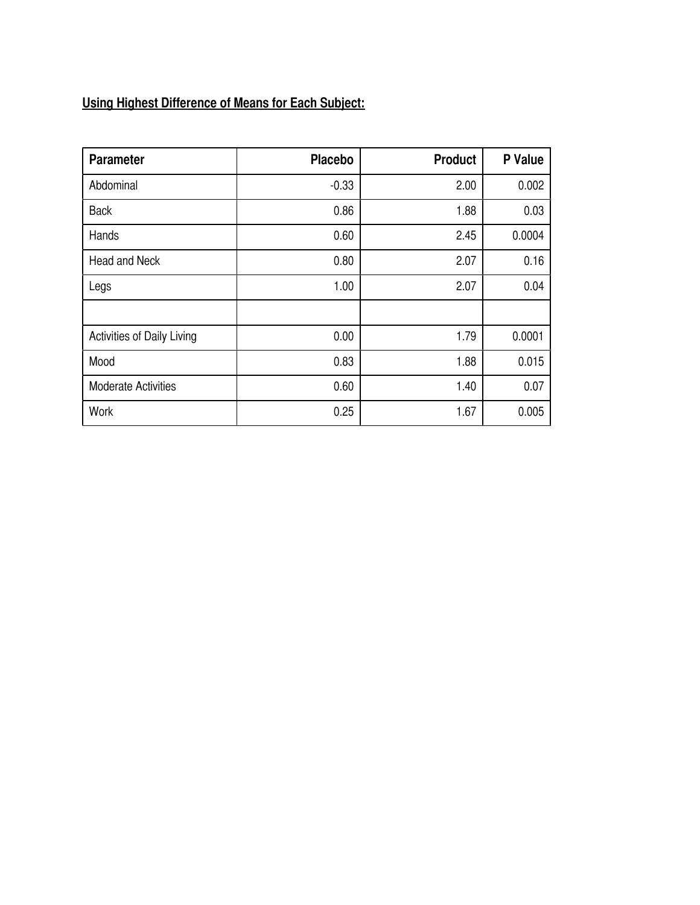**Using Highest Difference of Means for Each Subject:**

| Parameter | Placebo | Product | P Value |
|---|---|---|---|
| Abdominal | -0.33 | 2.00 | 0.002 |
| Back | 0.86 | 1.88 | 0.03 |
| Hands | 0.60 | 2.45 | 0.0004 |
| Head and Neck | 0.80 | 2.07 | 0.16 |
| Legs | 1.00 | 2.07 | 0.04 |
| | | | |
| Activities of Daily Living | 0.00 | 1.79 | 0.0001 |
| Mood | 0.83 | 1.88 | 0.015 |
| Moderate Activities | 0.60 | 1.40 | 0.07 |
| Work | 0.25 | 1.67 | 0.005 |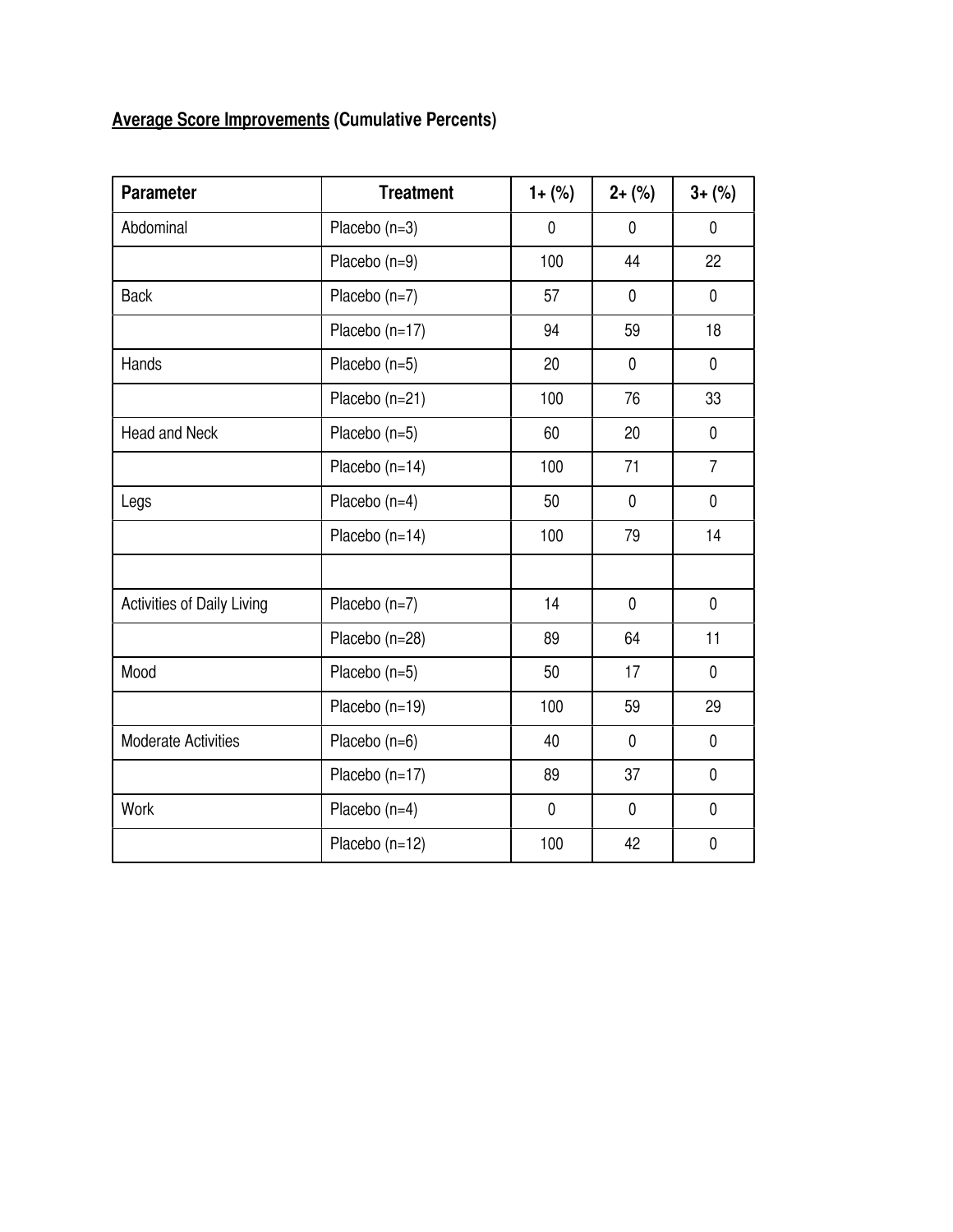**<u>Average Score Improvements</u> (Cumulative Percents)**

| Parameter | Treatment | 1+ (%) | 2+ (%) | 3+ (%) |
|---|---|---|---|---|
| Abdominal | Placebo (n=3) | 0 | 0 | 0 |
| | Placebo (n=9) | 100 | 44 | 22 |
| Back | Placebo (n=7) | 57 | 0 | 0 |
| | Placebo (n=17) | 94 | 59 | 18 |
| Hands | Placebo (n=5) | 20 | 0 | 0 |
| | Placebo (n=21) | 100 | 76 | 33 |
| Head and Neck | Placebo (n=5) | 60 | 20 | 0 |
| | Placebo (n=14) | 100 | 71 | 7 |
| Legs | Placebo (n=4) | 50 | 0 | 0 |
| | Placebo (n=14) | 100 | 79 | 14 |
| | | | | |
| Activities of Daily Living | Placebo (n=7) | 14 | 0 | 0 |
| | Placebo (n=28) | 89 | 64 | 11 |
| Mood | Placebo (n=5) | 50 | 17 | 0 |
| | Placebo (n=19) | 100 | 59 | 29 |
| Moderate Activities | Placebo (n=6) | 40 | 0 | 0 |
| | Placebo (n=17) | 89 | 37 | 0 |
| Work | Placebo (n=4) | 0 | 0 | 0 |
| | Placebo (n=12) | 100 | 42 | 0 |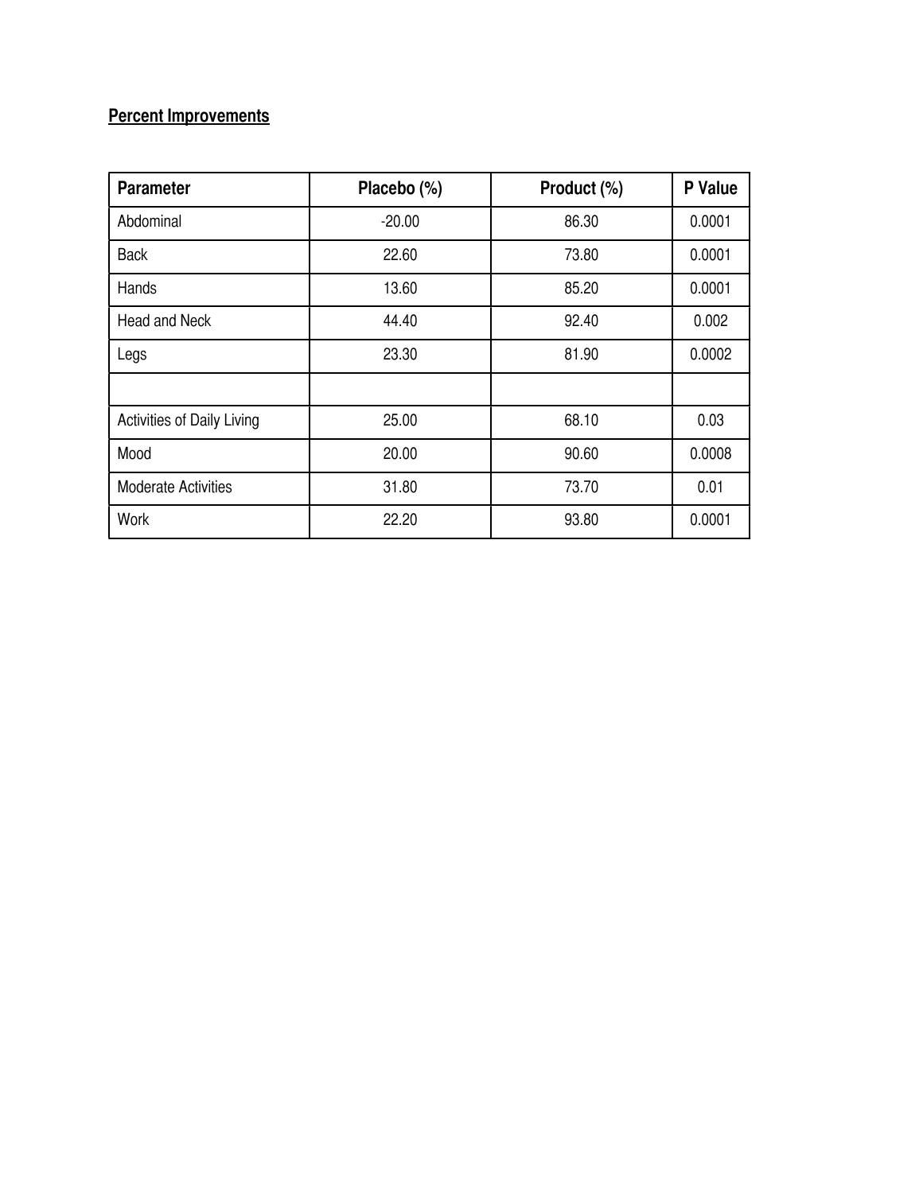**Percent Improvements**

| Parameter | Placebo (%) | Product (%) | P Value |
|---|---|---|---|
| Abdominal | -20.00 | 86.30 | 0.0001 |
| Back | 22.60 | 73.80 | 0.0001 |
| Hands | 13.60 | 85.20 | 0.0001 |
| Head and Neck | 44.40 | 92.40 | 0.002 |
| Legs | 23.30 | 81.90 | 0.0002 |
| | | | |
| Activities of Daily Living | 25.00 | 68.10 | 0.03 |
| Mood | 20.00 | 90.60 | 0.0008 |
| Moderate Activities | 31.80 | 73.70 | 0.01 |
| Work | 22.20 | 93.80 | 0.0001 |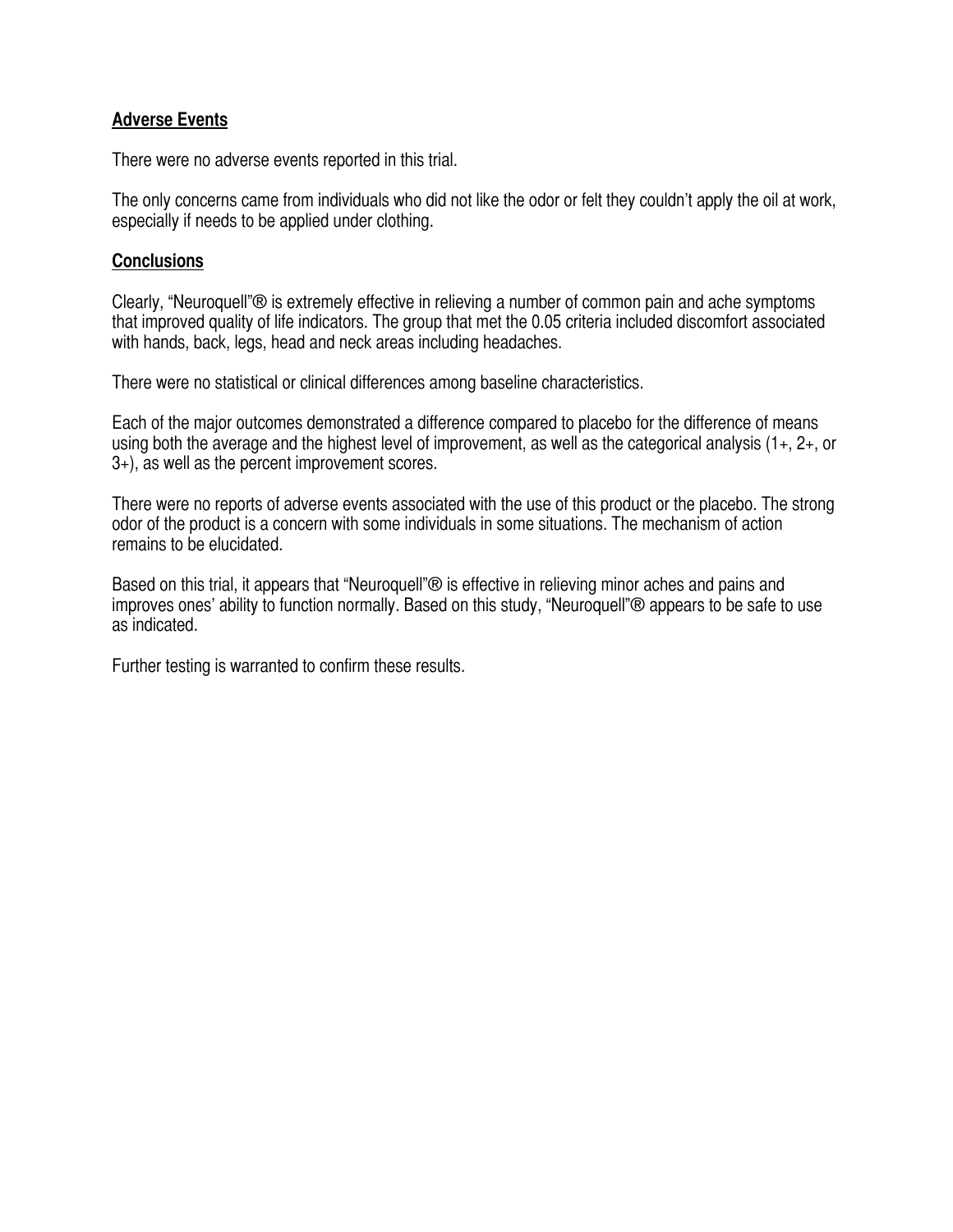## Adverse Events

There were no adverse events reported in this trial.

The only concerns came from individuals who did not like the odor or felt they couldn't apply the oil at work, especially if needs to be applied under clothing.

## Conclusions

Clearly, "Neuroquell"® is extremely effective in relieving a number of common pain and ache symptoms that improved quality of life indicators. The group that met the 0.05 criteria included discomfort associated with hands, back, legs, head and neck areas including headaches.

There were no statistical or clinical differences among baseline characteristics.

Each of the major outcomes demonstrated a difference compared to placebo for the difference of means using both the average and the highest level of improvement, as well as the categorical analysis (1+, 2+, or 3+), as well as the percent improvement scores.

There were no reports of adverse events associated with the use of this product or the placebo. The strong odor of the product is a concern with some individuals in some situations. The mechanism of action remains to be elucidated.

Based on this trial, it appears that "Neuroquell"® is effective in relieving minor aches and pains and improves ones' ability to function normally. Based on this study, "Neuroquell"® appears to be safe to use as indicated.

Further testing is warranted to confirm these results.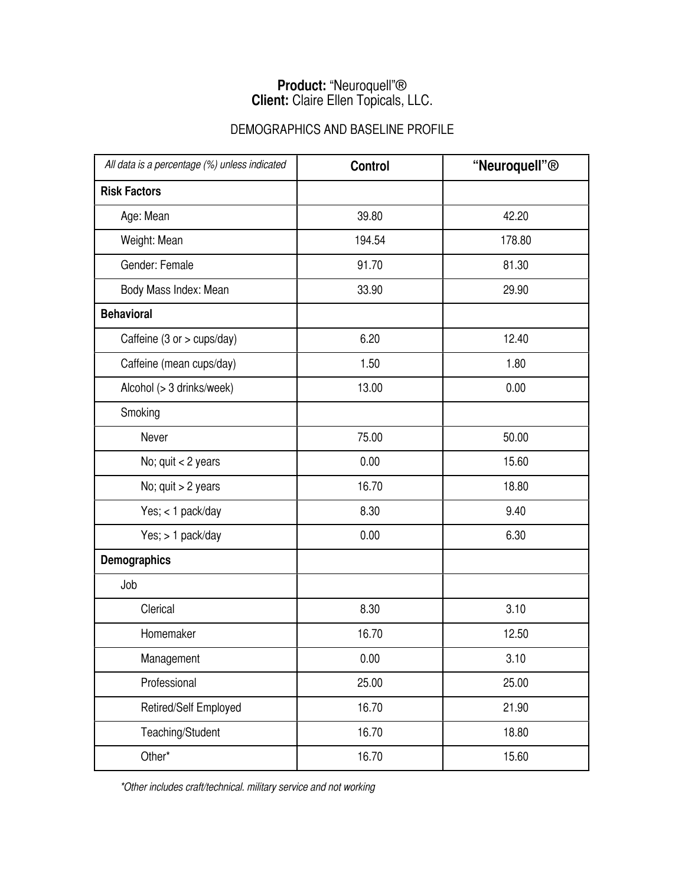**Product:** “Neuroquell”®
**Client:** Claire Ellen Topicals, LLC.

DEMOGRAPHICS AND BASELINE PROFILE

| *All data is a percentage (%) unless indicated* | **Control** | **“Neuroquell”®** |
|---|---|---|
| **Risk Factors** | | |
| Age: Mean | 39.80 | 42.20 |
| Weight: Mean | 194.54 | 178.80 |
| Gender: Female | 91.70 | 81.30 |
| Body Mass Index: Mean | 33.90 | 29.90 |
| **Behavioral** | | |
| Caffeine (3 or > cups/day) | 6.20 | 12.40 |
| Caffeine (mean cups/day) | 1.50 | 1.80 |
| Alcohol (> 3 drinks/week) | 13.00 | 0.00 |
| Smoking | | |
| Never | 75.00 | 50.00 |
| No; quit < 2 years | 0.00 | 15.60 |
| No; quit > 2 years | 16.70 | 18.80 |
| Yes; < 1 pack/day | 8.30 | 9.40 |
| Yes; > 1 pack/day | 0.00 | 6.30 |
| **Demographics** | | |
| Job | | |
| Clerical | 8.30 | 3.10 |
| Homemaker | 16.70 | 12.50 |
| Management | 0.00 | 3.10 |
| Professional | 25.00 | 25.00 |
| Retired/Self Employed | 16.70 | 21.90 |
| Teaching/Student | 16.70 | 18.80 |
| Other* | 16.70 | 15.60 |

*\*Other includes craft/technical. military service and not working*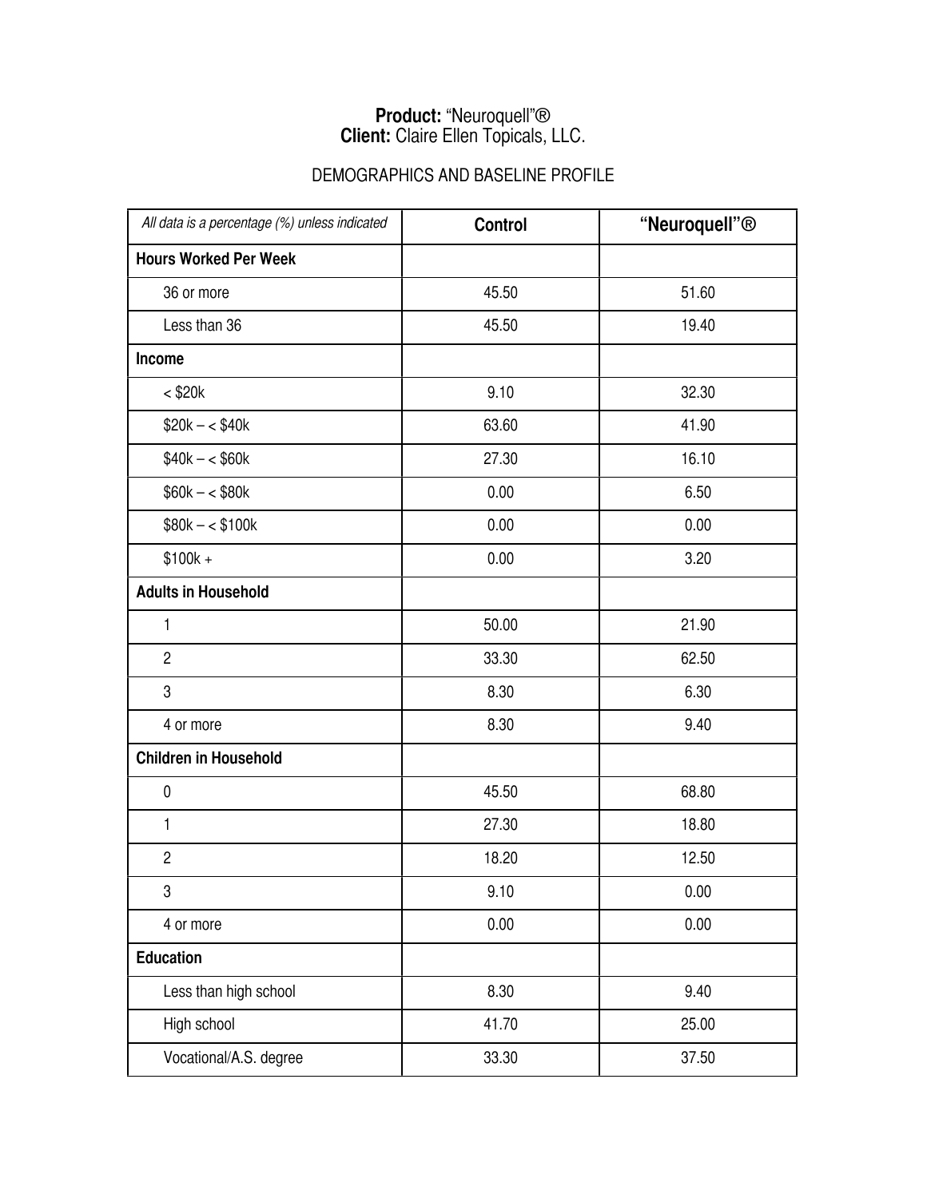**Product:** "Neuroquell"®
**Client:** Claire Ellen Topicals, LLC.

DEMOGRAPHICS AND BASELINE PROFILE

| *All data is a percentage (%) unless indicated* | **Control** | **"Neuroquell"®** |
|---|---|---|
| **Hours Worked Per Week** | | |
| 36 or more | 45.50 | 51.60 |
| Less than 36 | 45.50 | 19.40 |
| **Income** | | |
| < $20k | 9.10 | 32.30 |
| $20k – < $40k | 63.60 | 41.90 |
| $40k – < $60k | 27.30 | 16.10 |
| $60k – < $80k | 0.00 | 6.50 |
| $80k – < $100k | 0.00 | 0.00 |
| $100k + | 0.00 | 3.20 |
| **Adults in Household** | | |
| 1 | 50.00 | 21.90 |
| 2 | 33.30 | 62.50 |
| 3 | 8.30 | 6.30 |
| 4 or more | 8.30 | 9.40 |
| **Children in Household** | | |
| 0 | 45.50 | 68.80 |
| 1 | 27.30 | 18.80 |
| 2 | 18.20 | 12.50 |
| 3 | 9.10 | 0.00 |
| 4 or more | 0.00 | 0.00 |
| **Education** | | |
| Less than high school | 8.30 | 9.40 |
| High school | 41.70 | 25.00 |
| Vocational/A.S. degree | 33.30 | 37.50 |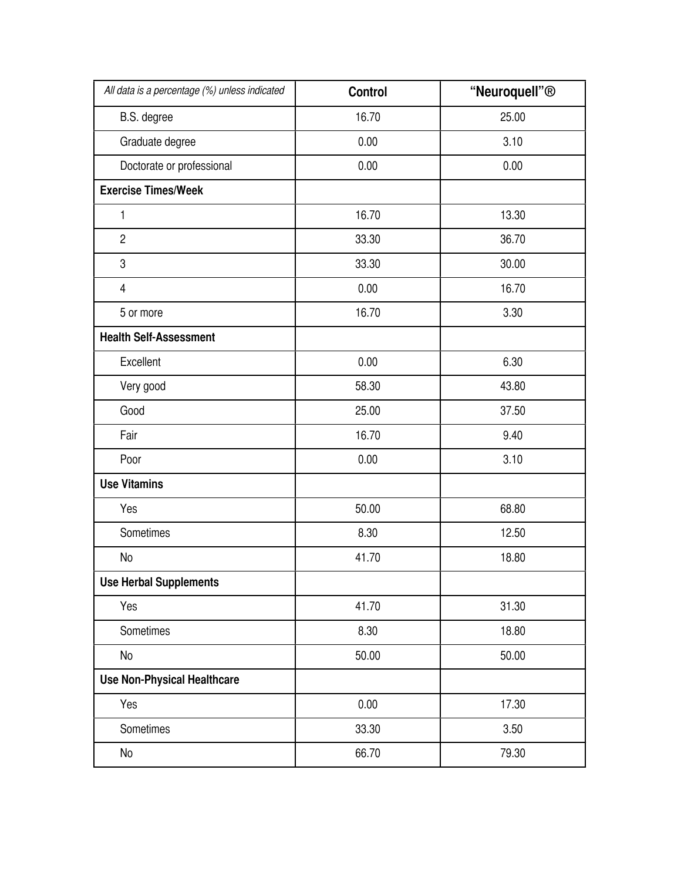| *All data is a percentage (%) unless indicated* | **Control** | **"Neuroquell"®** |
|---|---|---|
| B.S. degree | 16.70 | 25.00 |
| Graduate degree | 0.00 | 3.10 |
| Doctorate or professional | 0.00 | 0.00 |
| **Exercise Times/Week** | | |
| 1 | 16.70 | 13.30 |
| 2 | 33.30 | 36.70 |
| 3 | 33.30 | 30.00 |
| 4 | 0.00 | 16.70 |
| 5 or more | 16.70 | 3.30 |
| **Health Self-Assessment** | | |
| Excellent | 0.00 | 6.30 |
| Very good | 58.30 | 43.80 |
| Good | 25.00 | 37.50 |
| Fair | 16.70 | 9.40 |
| Poor | 0.00 | 3.10 |
| **Use Vitamins** | | |
| Yes | 50.00 | 68.80 |
| Sometimes | 8.30 | 12.50 |
| No | 41.70 | 18.80 |
| **Use Herbal Supplements** | | |
| Yes | 41.70 | 31.30 |
| Sometimes | 8.30 | 18.80 |
| No | 50.00 | 50.00 |
| **Use Non-Physical Healthcare** | | |
| Yes | 0.00 | 17.30 |
| Sometimes | 33.30 | 3.50 |
| No | 66.70 | 79.30 |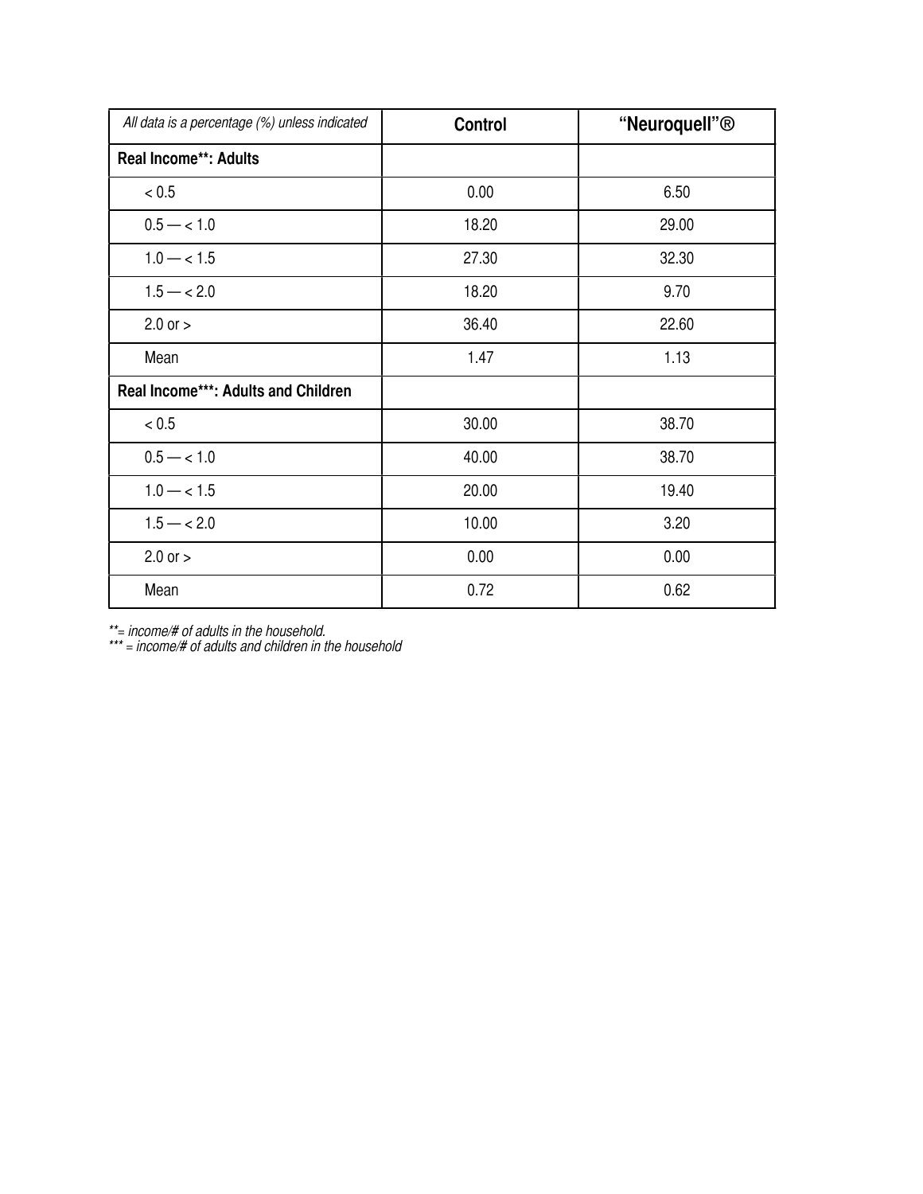| *All data is a percentage (%) unless indicated* | **Control** | **"Neuroquell"®** |
|---|---|---|
| **Real Income**: Adults** | | |
| < 0.5 | 0.00 | 6.50 |
| 0.5 — < 1.0 | 18.20 | 29.00 |
| 1.0 — < 1.5 | 27.30 | 32.30 |
| 1.5 — < 2.0 | 18.20 | 9.70 |
| 2.0 or > | 36.40 | 22.60 |
| Mean | 1.47 | 1.13 |
| **Real Income***: Adults and Children** | | |
| < 0.5 | 30.00 | 38.70 |
| 0.5 — < 1.0 | 40.00 | 38.70 |
| 1.0 — < 1.5 | 20.00 | 19.40 |
| 1.5 — < 2.0 | 10.00 | 3.20 |
| 2.0 or > | 0.00 | 0.00 |
| Mean | 0.72 | 0.62 |

*\*\*= income/# of adults in the household.*
*\*\*\* = income/# of adults and children in the household*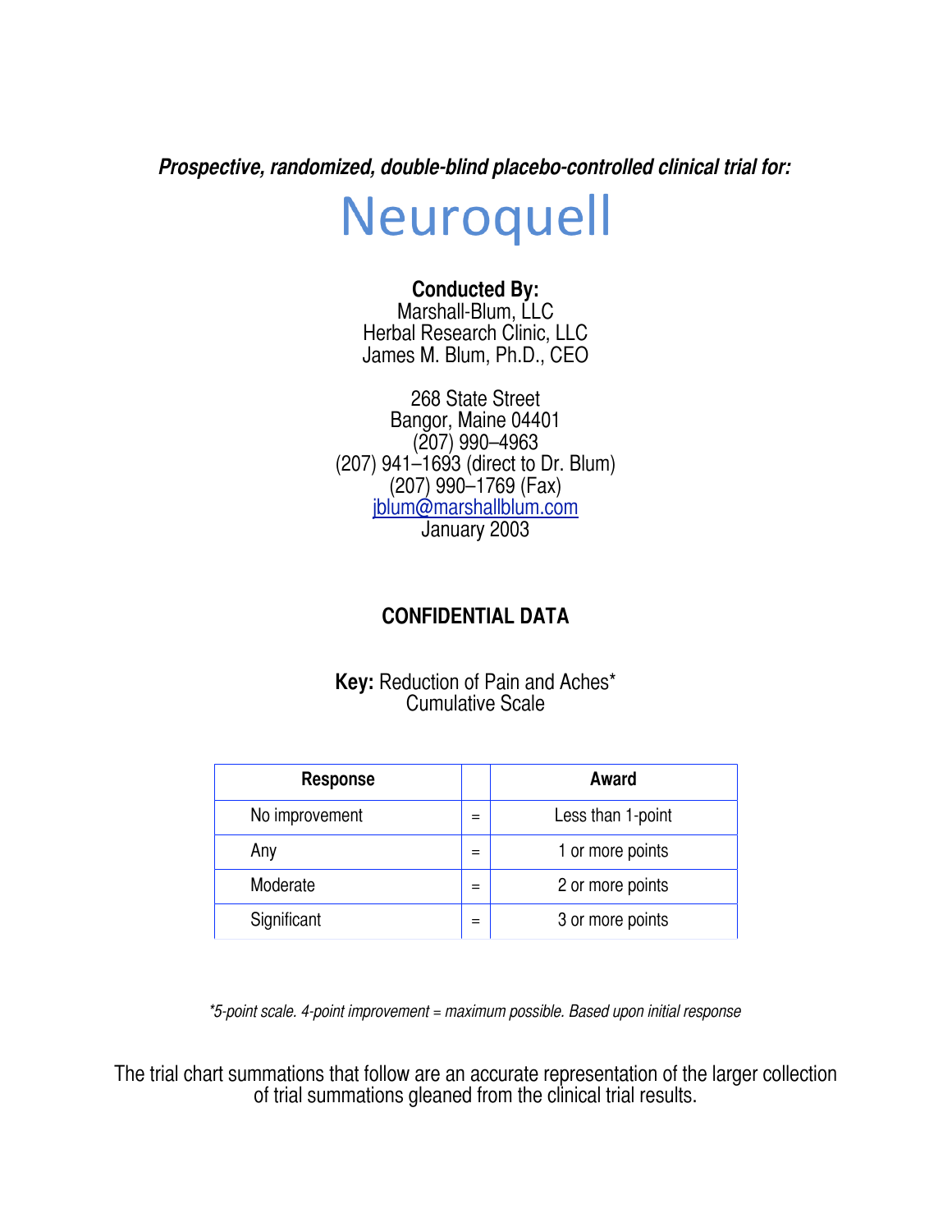***Prospective, randomized, double-blind placebo-controlled clinical trial for:***

# Neuroquell

**Conducted By:**
Marshall-Blum, LLC
Herbal Research Clinic, LLC
James M. Blum, Ph.D., CEO

268 State Street
Bangor, Maine 04401
(207) 990–4963
(207) 941–1693 (direct to Dr. Blum)
(207) 990–1769 (Fax)
jblum@marshallblum.com
January 2003

## CONFIDENTIAL DATA

**Key:** Reduction of Pain and Aches*
Cumulative Scale

| Response | | Award |
|---|---|---|
| No improvement | = | Less than 1-point |
| Any | = | 1 or more points |
| Moderate | = | 2 or more points |
| Significant | = | 3 or more points |

*\*5-point scale. 4-point improvement = maximum possible. Based upon initial response*

The trial chart summations that follow are an accurate representation of the larger collection of trial summations gleaned from the clinical trial results.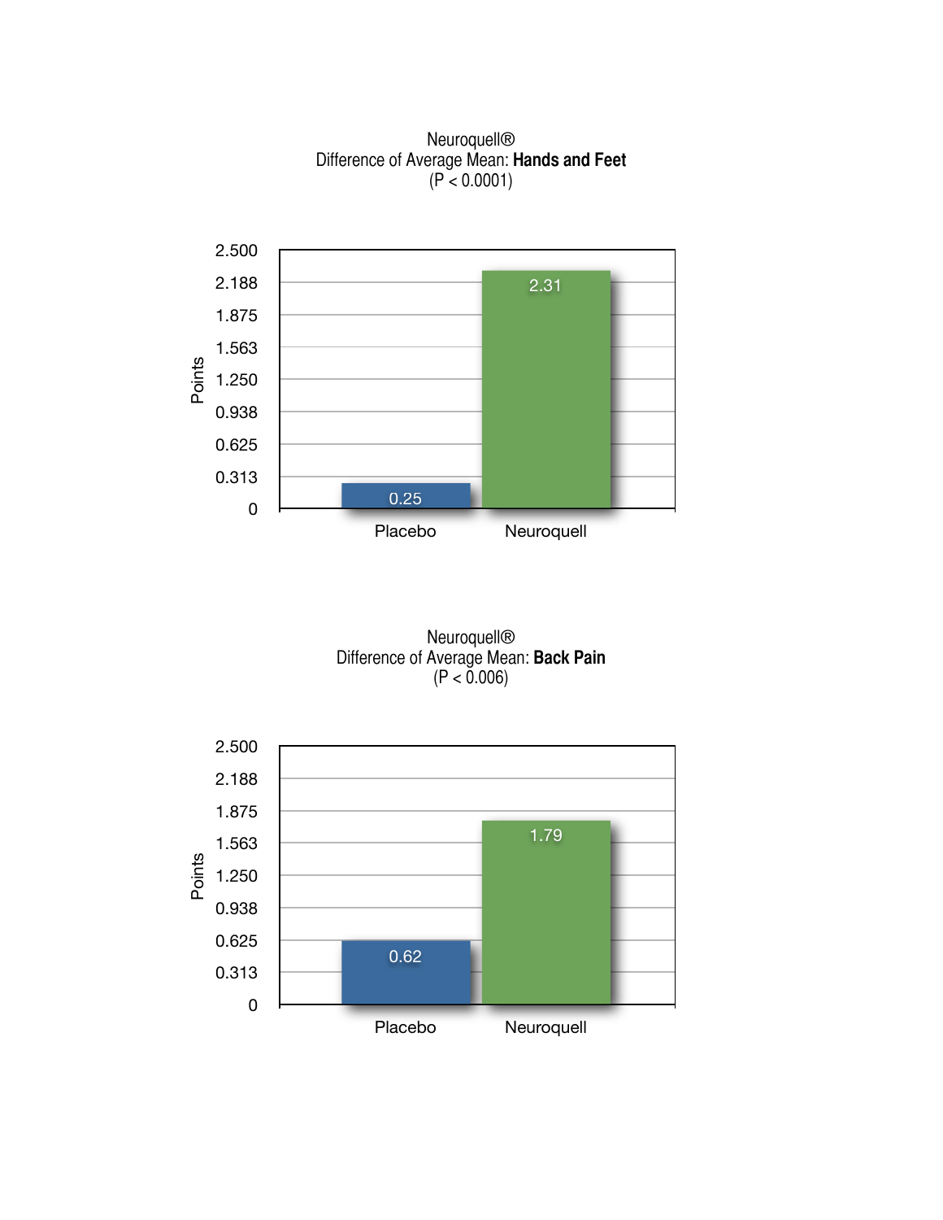Neuroquell®
Difference of Average Mean: **Hands and Feet**
($P < 0.0001$)

| | Points |
|---|---|
| Placebo | 0.25 |
| Neuroquell | 2.31 |

Neuroquell®
Difference of Average Mean: **Back Pain**
($P < 0.006$)

| | Points |
|---|---|
| Placebo | 0.62 |
| Neuroquell | 1.79 |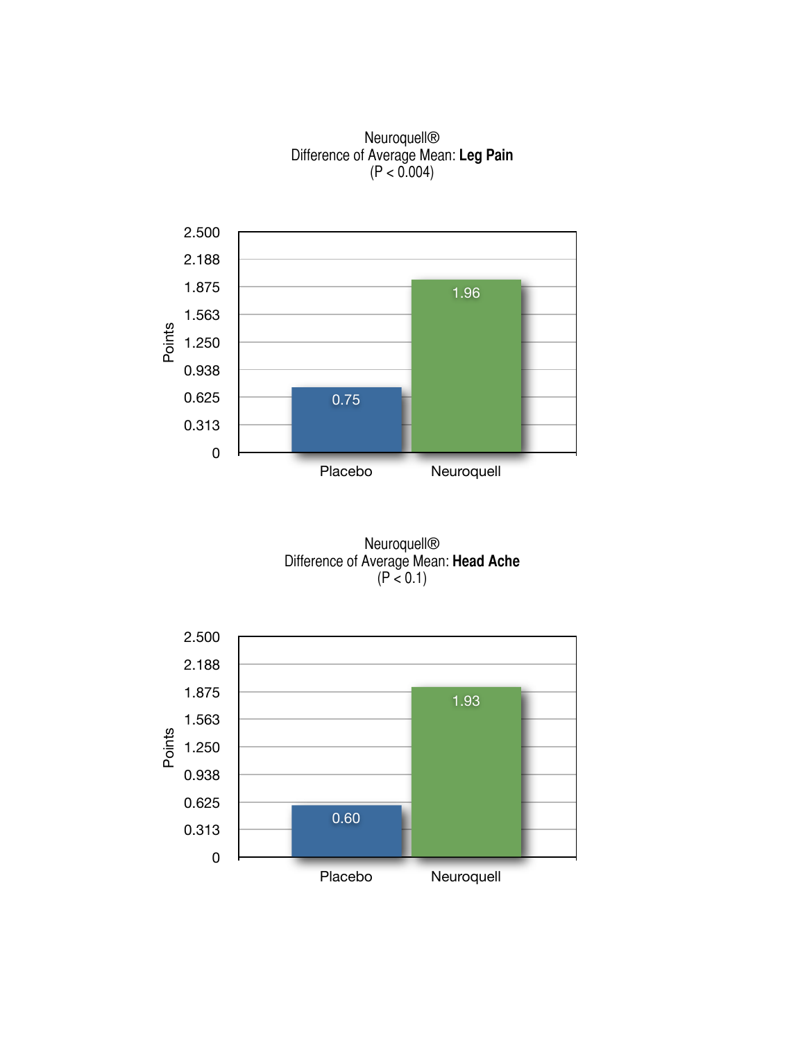Neuroquell®
Difference of Average Mean: **Leg Pain**
($P < 0.004$)

| | Points |
|---|---|
| Placebo | 0.75 |
| Neuroquell | 1.96 |

Neuroquell®
Difference of Average Mean: **Head Ache**
($P < 0.1$)

| | Points |
|---|---|
| Placebo | 0.60 |
| Neuroquell | 1.93 |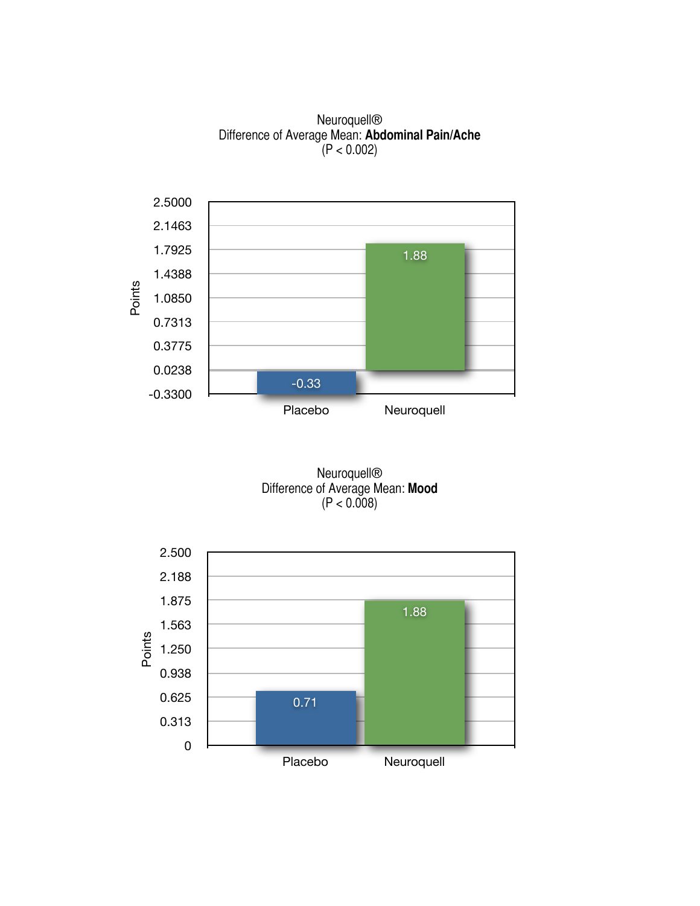Neuroquell®
Difference of Average Mean: **Abdominal Pain/Ache**
($P < 0.002$)

| | Placebo | Neuroquell |
|---|---|---|
| Points | -0.33 | 1.88 |

Neuroquell®
Difference of Average Mean: **Mood**
($P < 0.008$)

| | Placebo | Neuroquell |
|---|---|---|
| Points | 0.71 | 1.88 |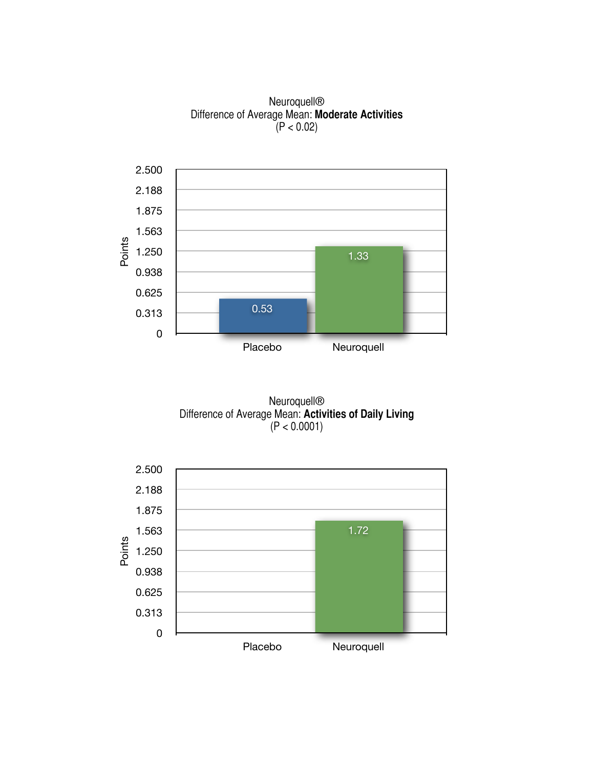Neuroquell®
Difference of Average Mean: **Moderate Activities**
($P < 0.02$)

| | Placebo | Neuroquell |
|---|---|---|
| Points | 0.53 | 1.33 |

Neuroquell®
Difference of Average Mean: **Activities of Daily Living**
($P < 0.0001$)

| | Placebo | Neuroquell |
|---|---|---|
| Points | | 1.72 |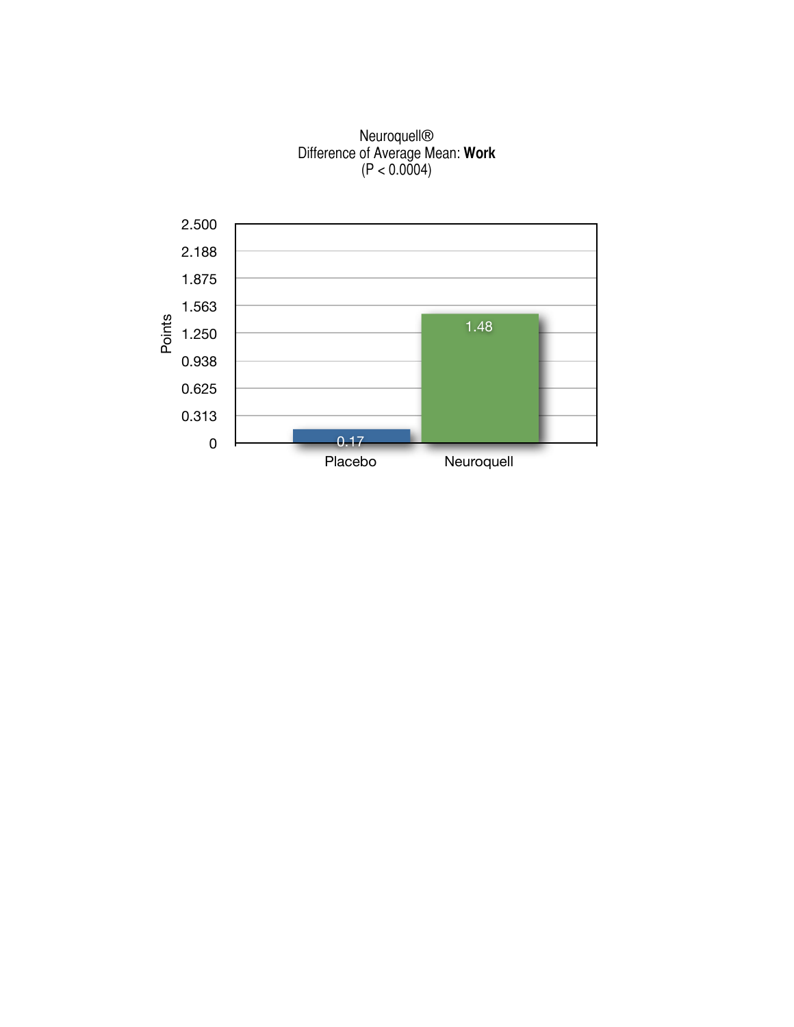Neuroquell®
Difference of Average Mean: **Work**
($P < 0.0004$)

| | Placebo | Neuroquell |
|---|---|---|
| Points | 0.17 | 1.48 |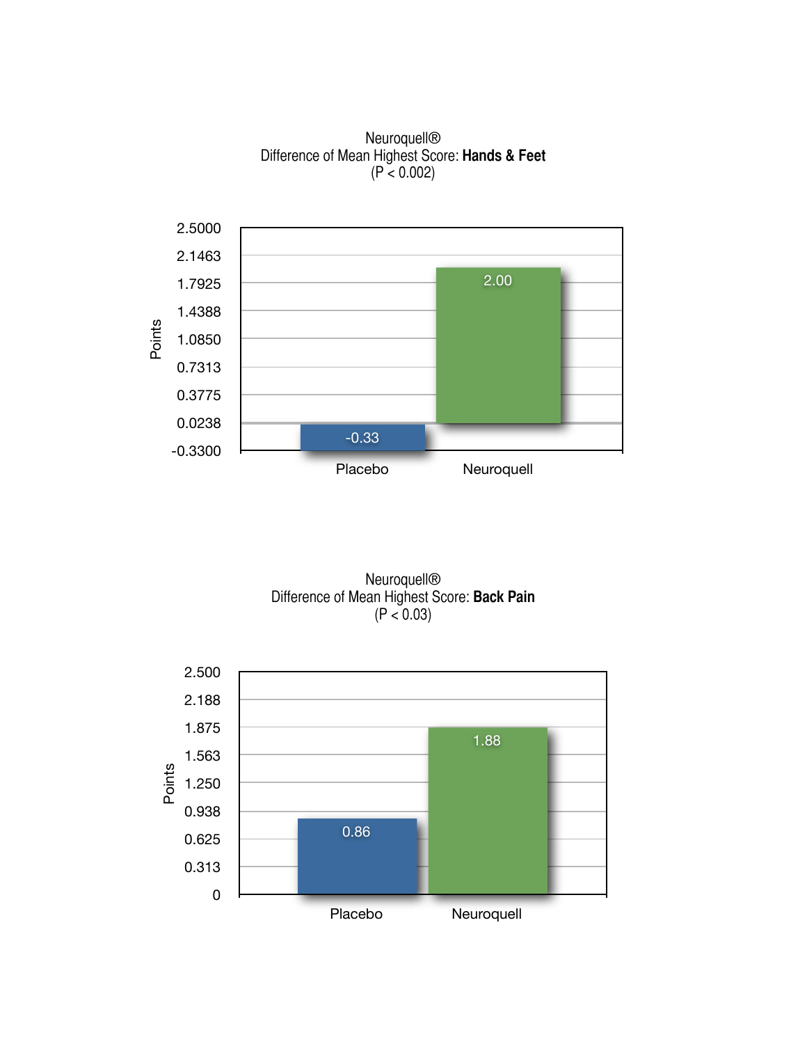Neuroquell®
Difference of Mean Highest Score: **Hands & Feet**
(P < 0.002)

| | Placebo | Neuroquell |
|---|---|---|
| Points | -0.33 | 2.00 |

Neuroquell®
Difference of Mean Highest Score: **Back Pain**
(P < 0.03)

| | Placebo | Neuroquell |
|---|---|---|
| Points | 0.86 | 1.88 |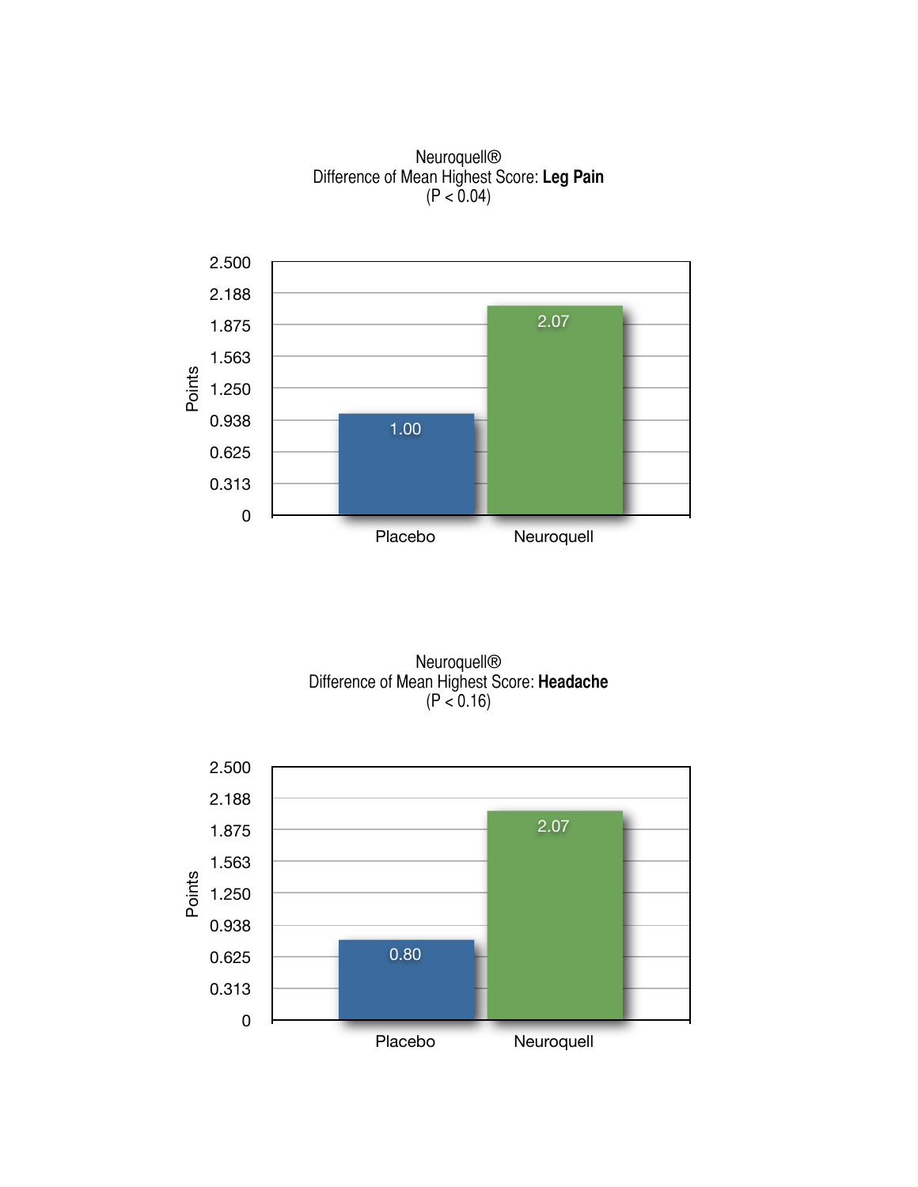Neuroquell®
Difference of Mean Highest Score: **Leg Pain**
(P < 0.04)

| | Points |
|---|---|
| Placebo | 1.00 |
| Neuroquell | 2.07 |

Neuroquell®
Difference of Mean Highest Score: **Headache**
(P < 0.16)

| | Points |
|---|---|
| Placebo | 0.80 |
| Neuroquell | 2.07 |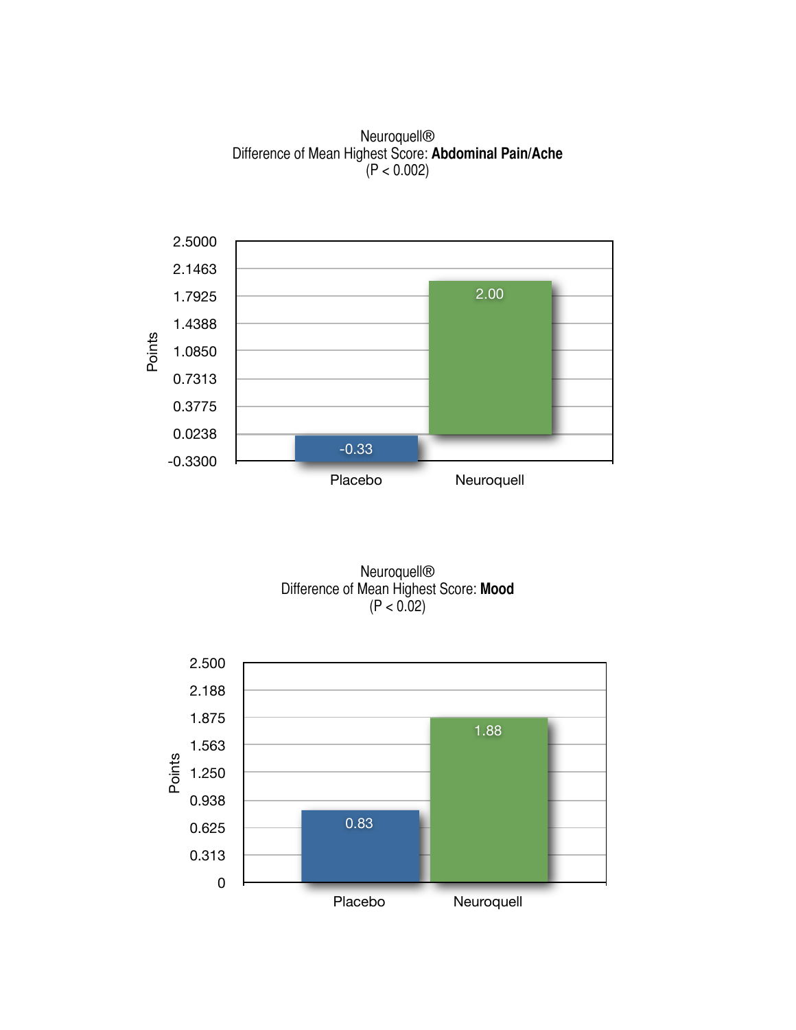Neuroquell®
Difference of Mean Highest Score: **Abdominal Pain/Ache**
($P < 0.002$)

| | Points |
|---|---|
| Placebo | -0.33 |
| Neuroquell | 2.00 |

Neuroquell®
Difference of Mean Highest Score: **Mood**
($P < 0.02$)

| | Points |
|---|---|
| Placebo | 0.83 |
| Neuroquell | 1.88 |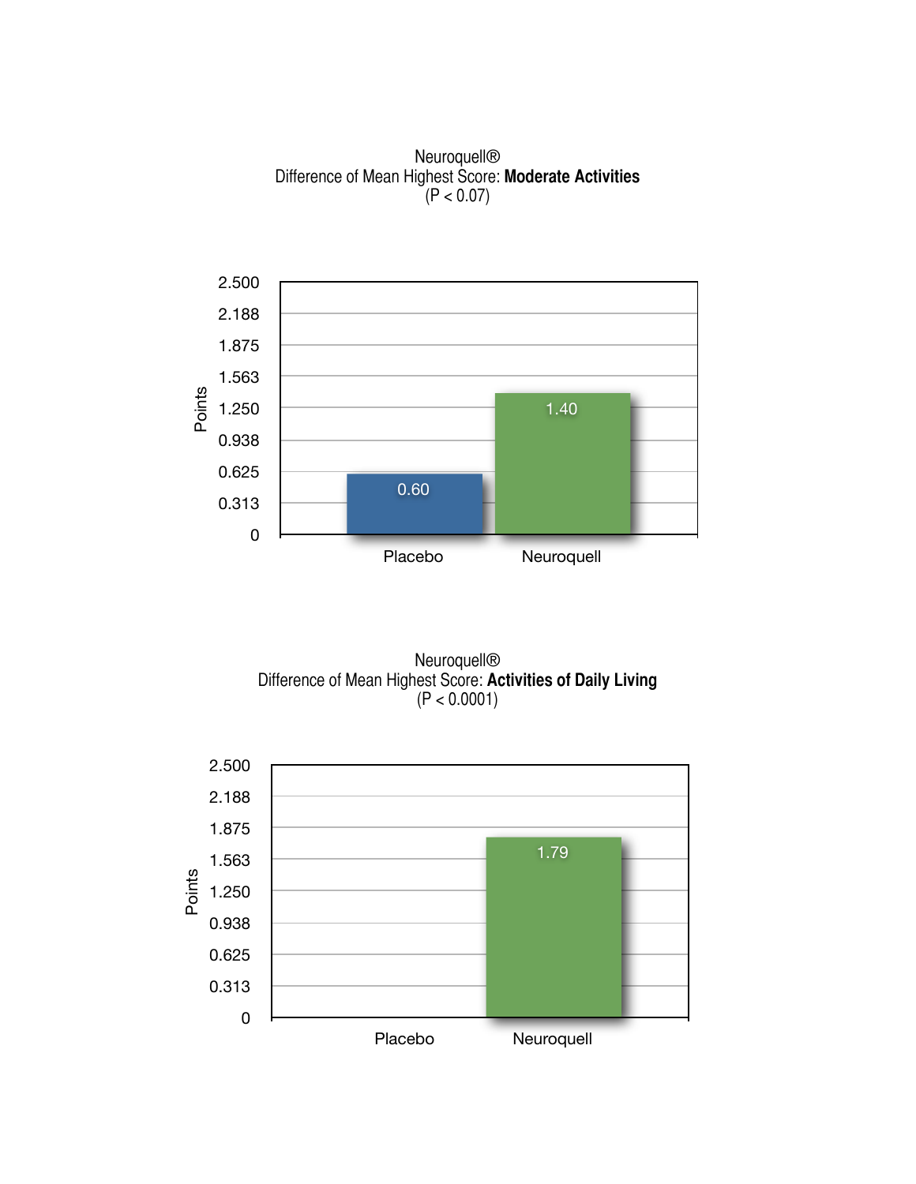Neuroquell®
Difference of Mean Highest Score: **Moderate Activities**
($P < 0.07$)

| | Points |
|---|---|
| Placebo | 0.60 |
| Neuroquell | 1.40 |

Neuroquell®
Difference of Mean Highest Score: **Activities of Daily Living**
($P < 0.0001$)

| | Points |
|---|---|
| Placebo | |
| Neuroquell | 1.79 |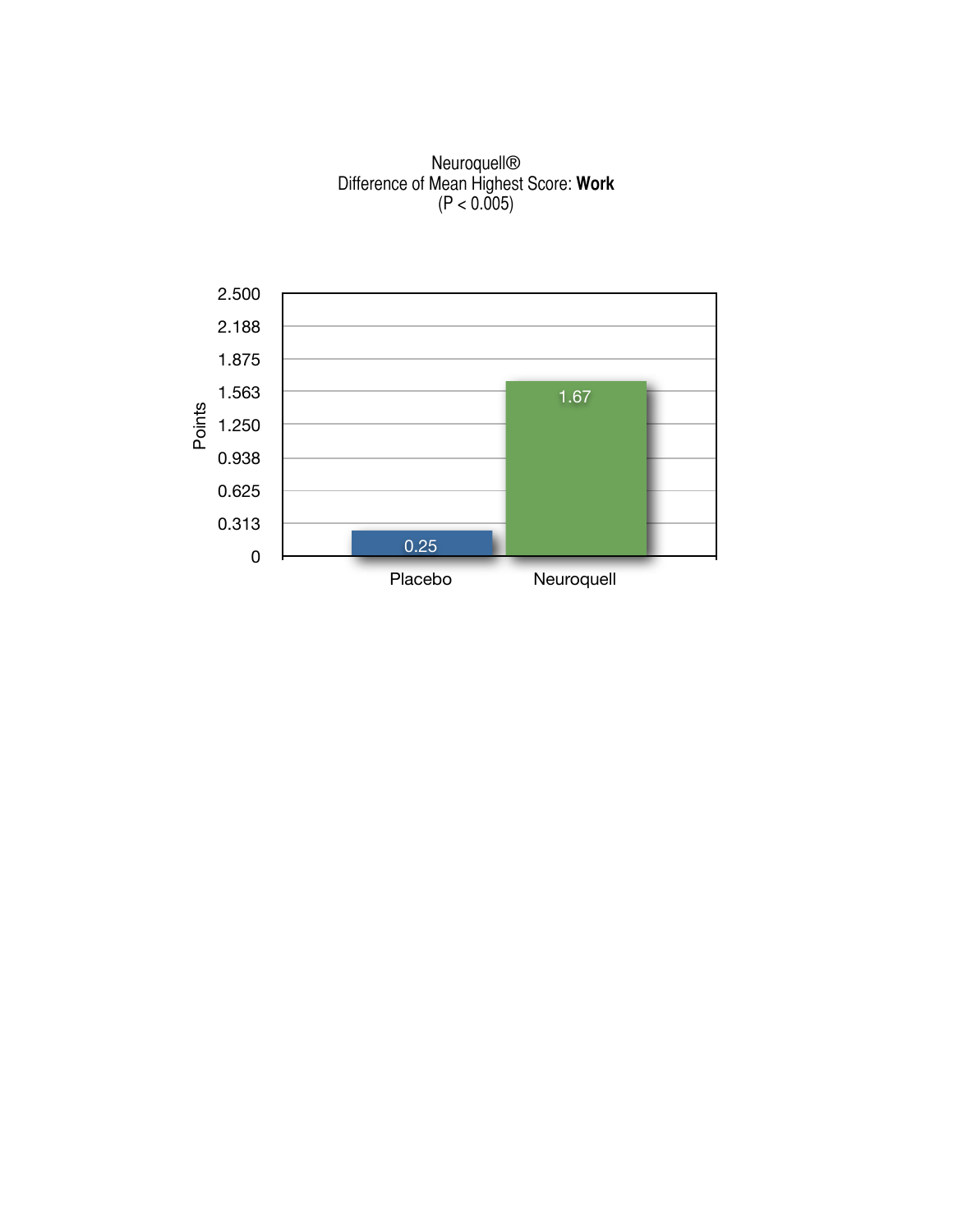Neuroquell®
Difference of Mean Highest Score: **Work**
($P < 0.005$)

| | Placebo | Neuroquell |
|---|---|---|
| Points | 0.25 | 1.67 |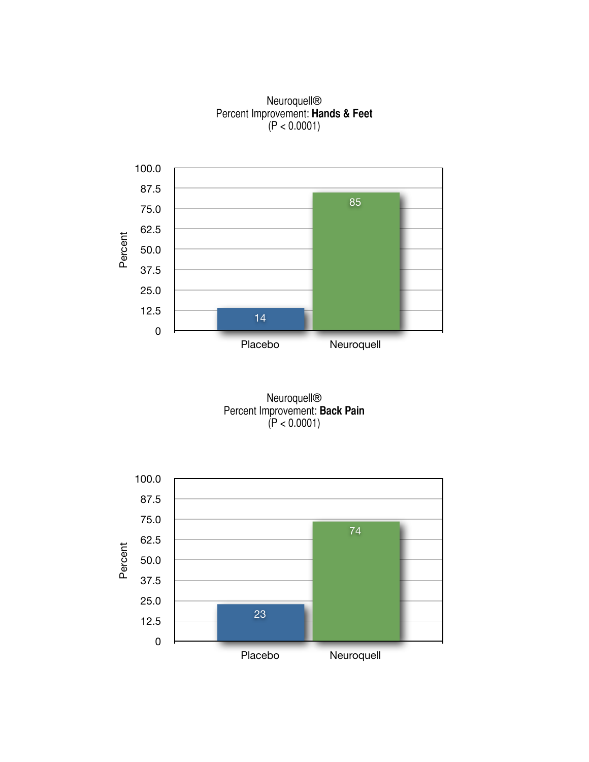Neuroquell®
Percent Improvement: **Hands & Feet**
($P < 0.0001$)

| | Percent |
|---|---|
| Placebo | 14 |
| Neuroquell | 85 |

Neuroquell®
Percent Improvement: **Back Pain**
($P < 0.0001$)

| | Percent |
|---|---|
| Placebo | 23 |
| Neuroquell | 74 |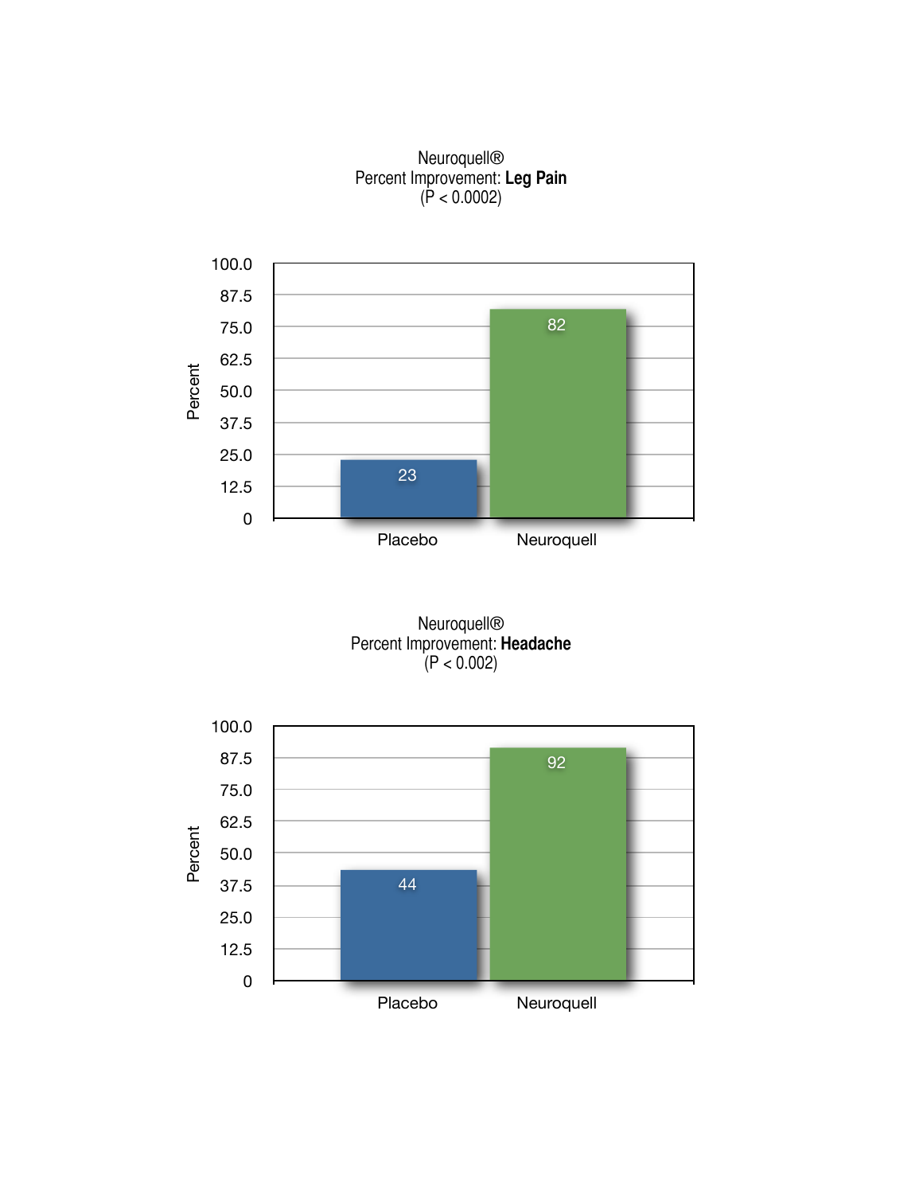Neuroquell®
Percent Improvement: **Leg Pain**
($P < 0.0002$)

| | Percent |
|---|---|
| Placebo | 23 |
| Neuroquell | 82 |

Neuroquell®
Percent Improvement: **Headache**
($P < 0.002$)

| | Percent |
|---|---|
| Placebo | 44 |
| Neuroquell | 92 |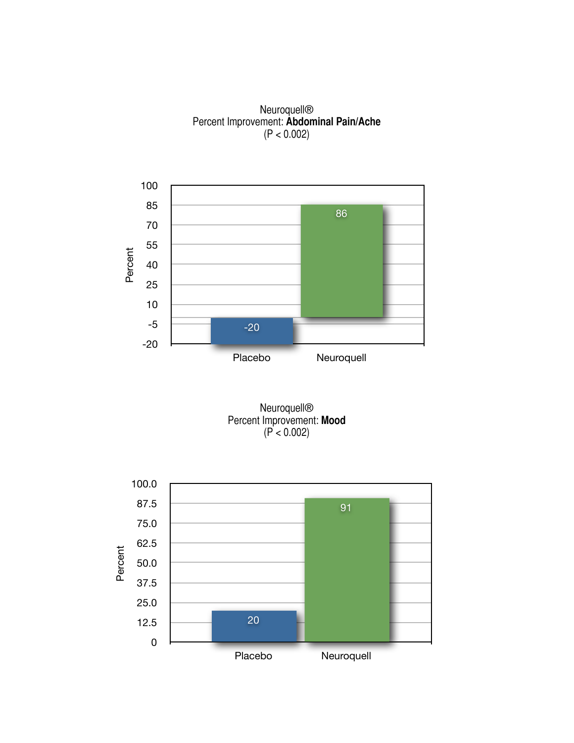Neuroquell®
Percent Improvement: **Abdominal Pain/Ache**
($P < 0.002$)

| | Placebo | Neuroquell |
|---|---|---|
| Percent | -20 | 86 |

Neuroquell®
Percent Improvement: **Mood**
($P < 0.002$)

| | Placebo | Neuroquell |
|---|---|---|
| Percent | 20 | 91 |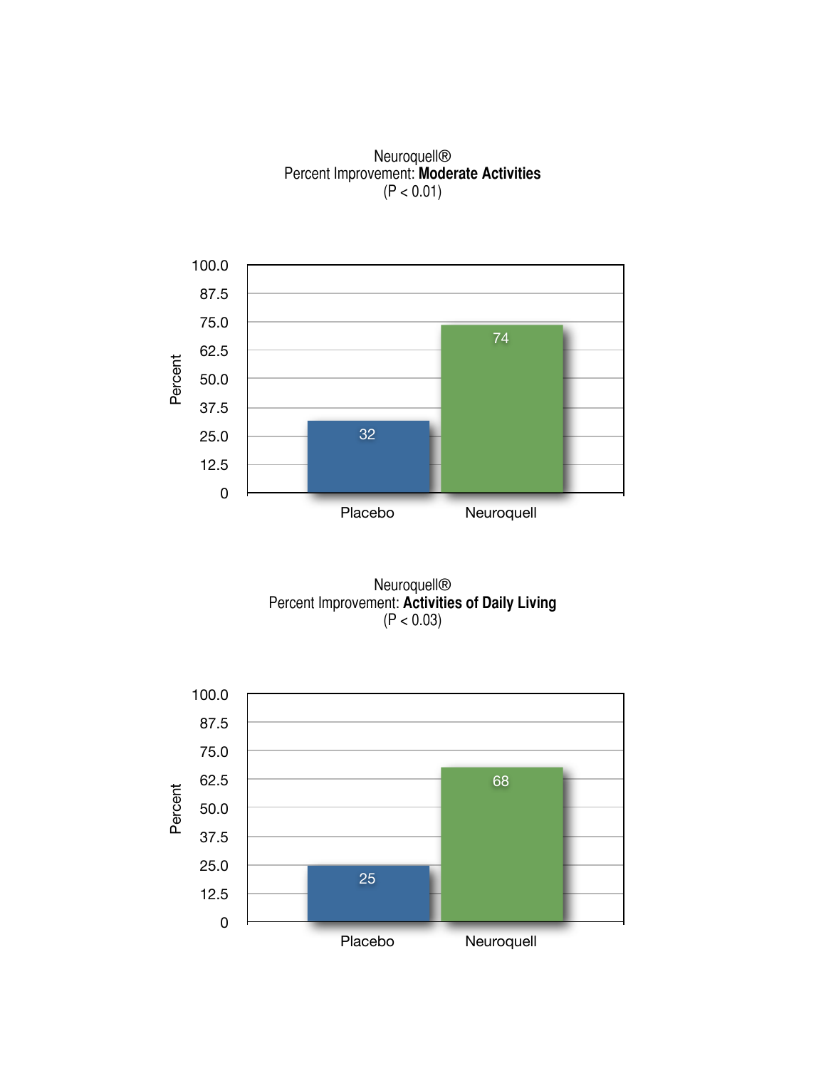Neuroquell®
Percent Improvement: **Moderate Activities**
($P < 0.01$)

| | Percent |
|---|---|
| Placebo | 32 |
| Neuroquell | 74 |

Neuroquell®
Percent Improvement: **Activities of Daily Living**
($P < 0.03$)

| | Percent |
|---|---|
| Placebo | 25 |
| Neuroquell | 68 |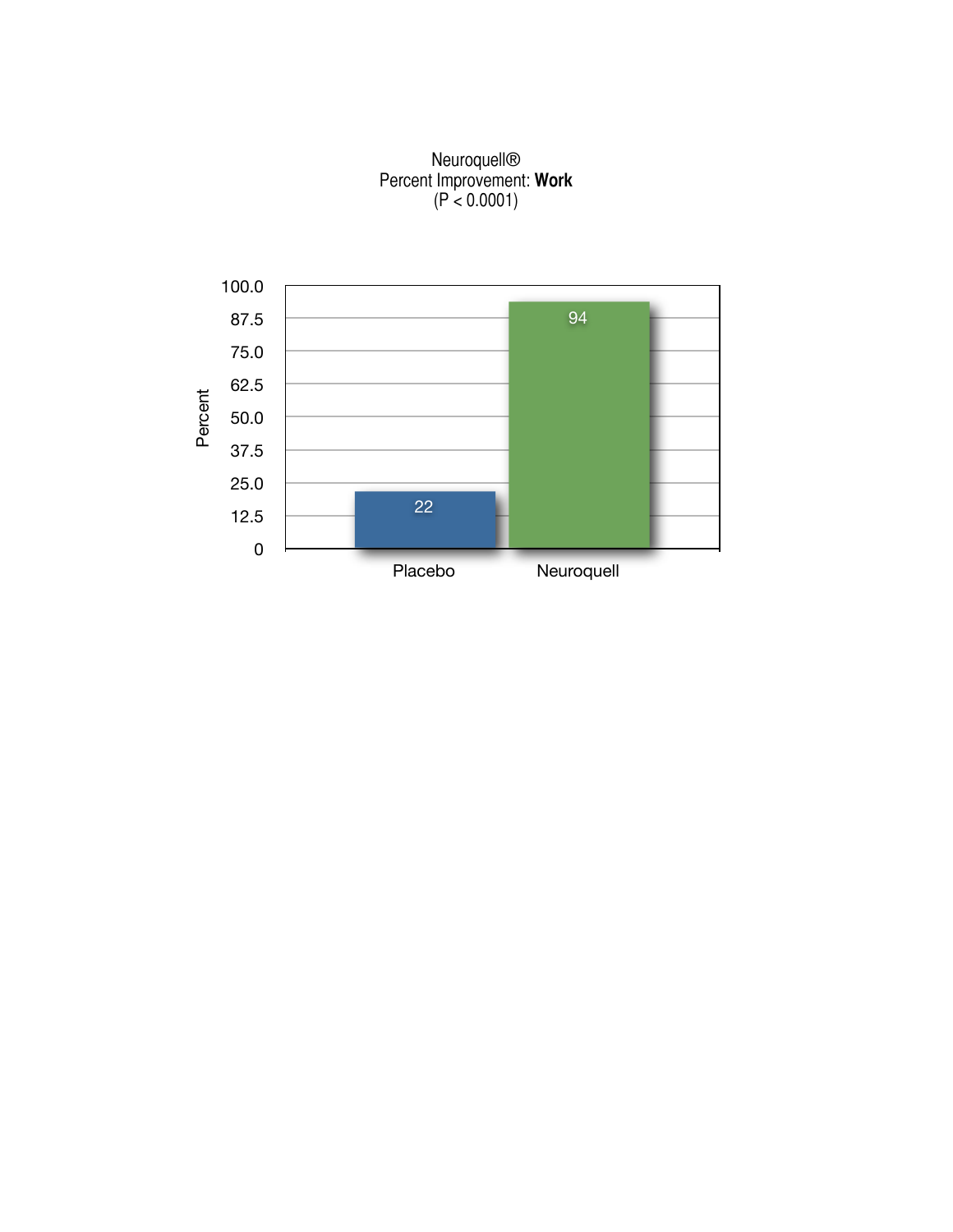Neuroquell®
Percent Improvement: **Work**
($P < 0.0001$)

Percent

100.0
87.5
75.0
62.5
50.0
37.5
25.0
12.5
0

22
94

Placebo
Neuroquell